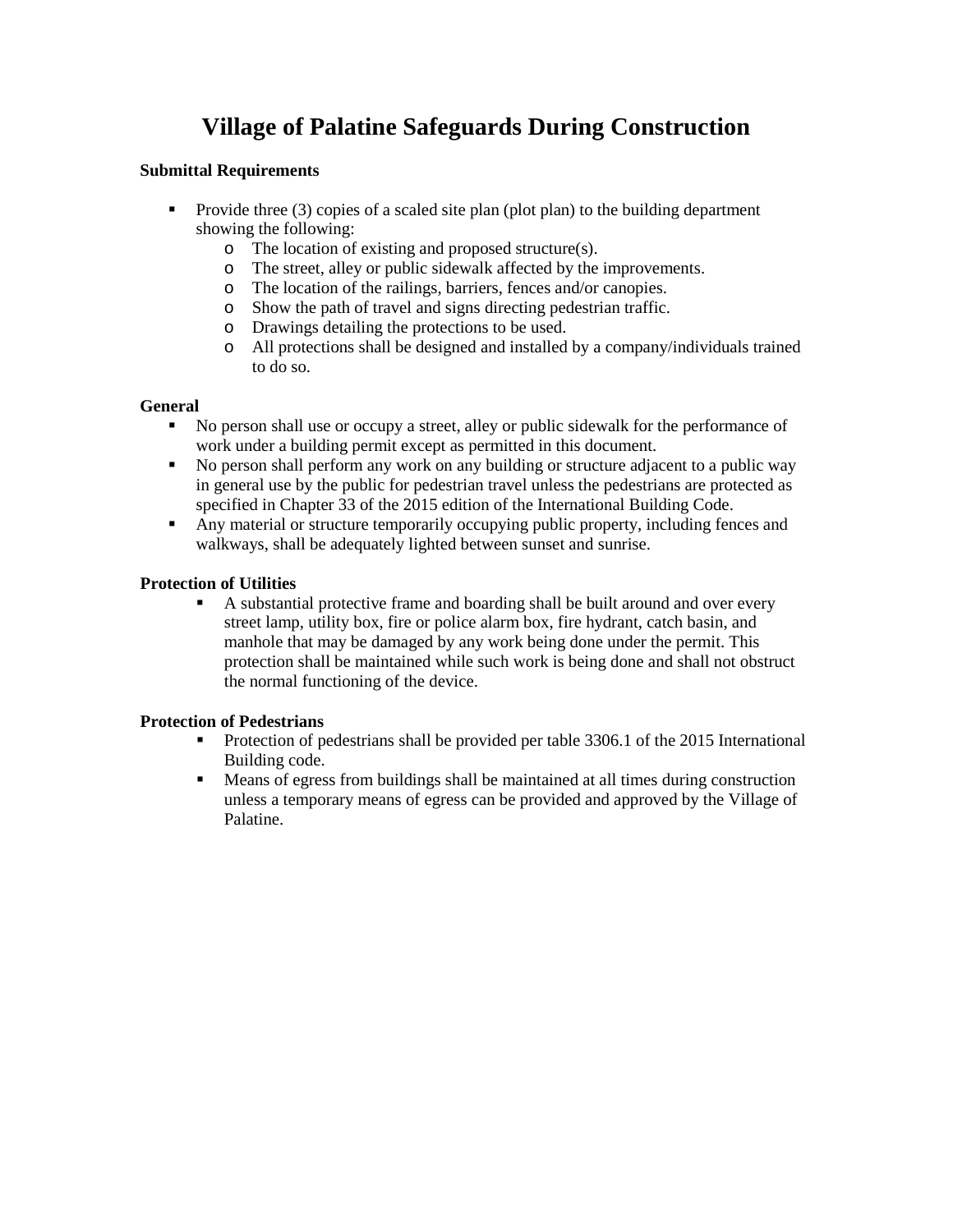# Village of Palatine Safeguards During Construction

**Submittal Requirements**

- Provide three (3) copies of a scaled site plan (plot plan) to the building department showing the following:
  - The location of existing and proposed structure(s).
  - The street, alley or public sidewalk affected by the improvements.
  - The location of the railings, barriers, fences and/or canopies.
  - Show the path of travel and signs directing pedestrian traffic.
  - Drawings detailing the protections to be used.
  - All protections shall be designed and installed by a company/individuals trained to do so.

**General**

- No person shall use or occupy a street, alley or public sidewalk for the performance of work under a building permit except as permitted in this document.
- No person shall perform any work on any building or structure adjacent to a public way in general use by the public for pedestrian travel unless the pedestrians are protected as specified in Chapter 33 of the 2015 edition of the International Building Code.
- Any material or structure temporarily occupying public property, including fences and walkways, shall be adequately lighted between sunset and sunrise.

**Protection of Utilities**

- A substantial protective frame and boarding shall be built around and over every street lamp, utility box, fire or police alarm box, fire hydrant, catch basin, and manhole that may be damaged by any work being done under the permit. This protection shall be maintained while such work is being done and shall not obstruct the normal functioning of the device.

**Protection of Pedestrians**

- Protection of pedestrians shall be provided per table 3306.1 of the 2015 International Building code.
- Means of egress from buildings shall be maintained at all times during construction unless a temporary means of egress can be provided and approved by the Village of Palatine.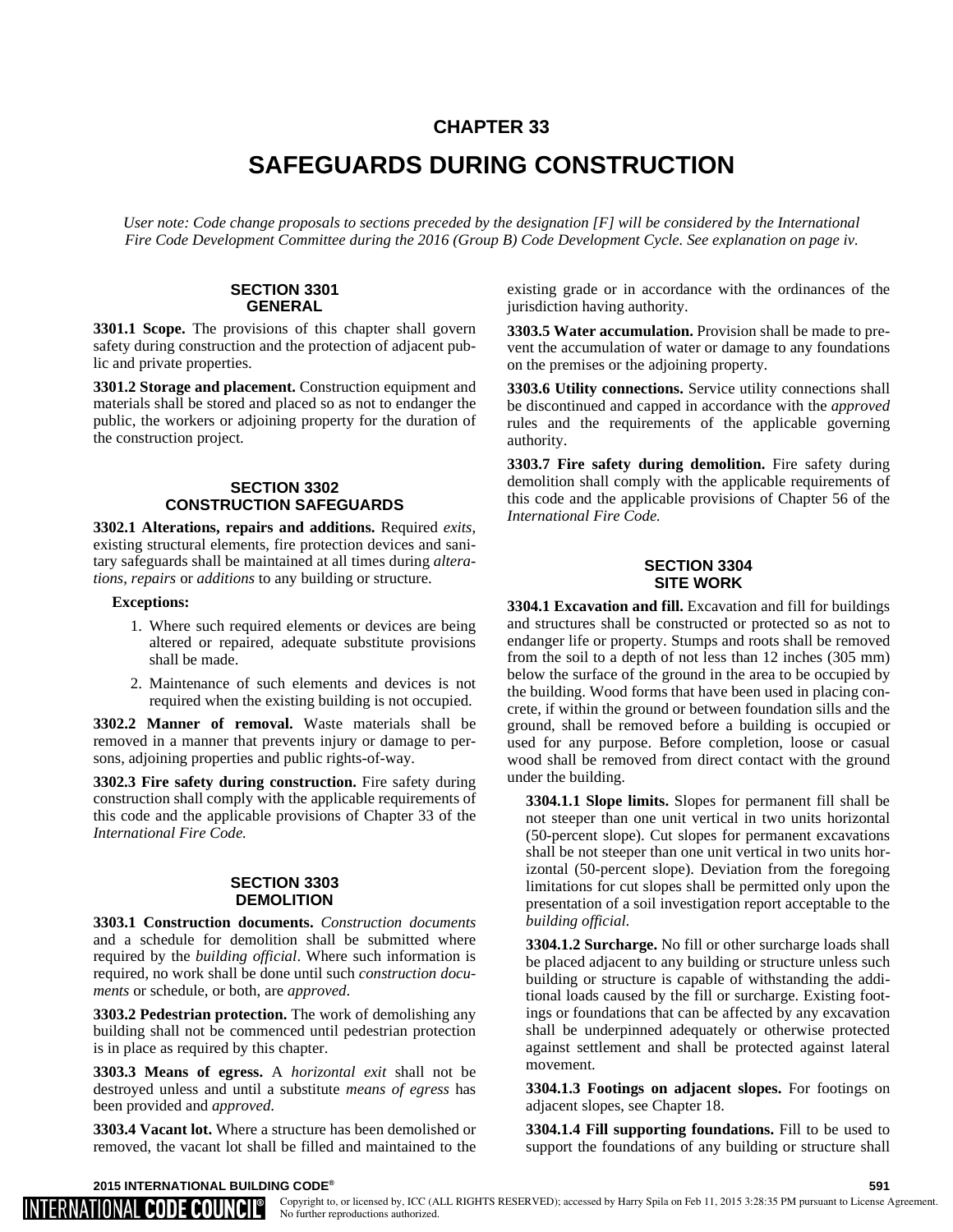# CHAPTER 33

# SAFEGUARDS DURING CONSTRUCTION

*User note: Code change proposals to sections preceded by the designation [F] will be considered by the International Fire Code Development Committee during the 2016 (Group B) Code Development Cycle. See explanation on page iv.*

## SECTION 3301 GENERAL

**3301.1 Scope.** The provisions of this chapter shall govern safety during construction and the protection of adjacent public and private properties.

**3301.2 Storage and placement.** Construction equipment and materials shall be stored and placed so as not to endanger the public, the workers or adjoining property for the duration of the construction project.

## SECTION 3302 CONSTRUCTION SAFEGUARDS

**3302.1 Alterations, repairs and additions.** Required *exits*, existing structural elements, fire protection devices and sanitary safeguards shall be maintained at all times during *alterations*, *repairs* or *additions* to any building or structure.

**Exceptions:**

1. Where such required elements or devices are being altered or repaired, adequate substitute provisions shall be made.
2. Maintenance of such elements and devices is not required when the existing building is not occupied.

**3302.2 Manner of removal.** Waste materials shall be removed in a manner that prevents injury or damage to persons, adjoining properties and public rights-of-way.

**3302.3 Fire safety during construction.** Fire safety during construction shall comply with the applicable requirements of this code and the applicable provisions of Chapter 33 of the *International Fire Code.*

## SECTION 3303 DEMOLITION

**3303.1 Construction documents.** *Construction documents* and a schedule for demolition shall be submitted where required by the *building official*. Where such information is required, no work shall be done until such *construction documents* or schedule, or both, are *approved*.

**3303.2 Pedestrian protection.** The work of demolishing any building shall not be commenced until pedestrian protection is in place as required by this chapter.

**3303.3 Means of egress.** A *horizontal exit* shall not be destroyed unless and until a substitute *means of egress* has been provided and *approved*.

**3303.4 Vacant lot.** Where a structure has been demolished or removed, the vacant lot shall be filled and maintained to the existing grade or in accordance with the ordinances of the jurisdiction having authority.

**3303.5 Water accumulation.** Provision shall be made to prevent the accumulation of water or damage to any foundations on the premises or the adjoining property.

**3303.6 Utility connections.** Service utility connections shall be discontinued and capped in accordance with the *approved* rules and the requirements of the applicable governing authority.

**3303.7 Fire safety during demolition.** Fire safety during demolition shall comply with the applicable requirements of this code and the applicable provisions of Chapter 56 of the *International Fire Code.*

## SECTION 3304 SITE WORK

**3304.1 Excavation and fill.** Excavation and fill for buildings and structures shall be constructed or protected so as not to endanger life or property. Stumps and roots shall be removed from the soil to a depth of not less than 12 inches (305 mm) below the surface of the ground in the area to be occupied by the building. Wood forms that have been used in placing concrete, if within the ground or between foundation sills and the ground, shall be removed before a building is occupied or used for any purpose. Before completion, loose or casual wood shall be removed from direct contact with the ground under the building.

**3304.1.1 Slope limits.** Slopes for permanent fill shall be not steeper than one unit vertical in two units horizontal (50-percent slope). Cut slopes for permanent excavations shall be not steeper than one unit vertical in two units horizontal (50-percent slope). Deviation from the foregoing limitations for cut slopes shall be permitted only upon the presentation of a soil investigation report acceptable to the *building official*.

**3304.1.2 Surcharge.** No fill or other surcharge loads shall be placed adjacent to any building or structure unless such building or structure is capable of withstanding the additional loads caused by the fill or surcharge. Existing footings or foundations that can be affected by any excavation shall be underpinned adequately or otherwise protected against settlement and shall be protected against lateral movement.

**3304.1.3 Footings on adjacent slopes.** For footings on adjacent slopes, see Chapter 18.

**3304.1.4 Fill supporting foundations.** Fill to be used to support the foundations of any building or structure shall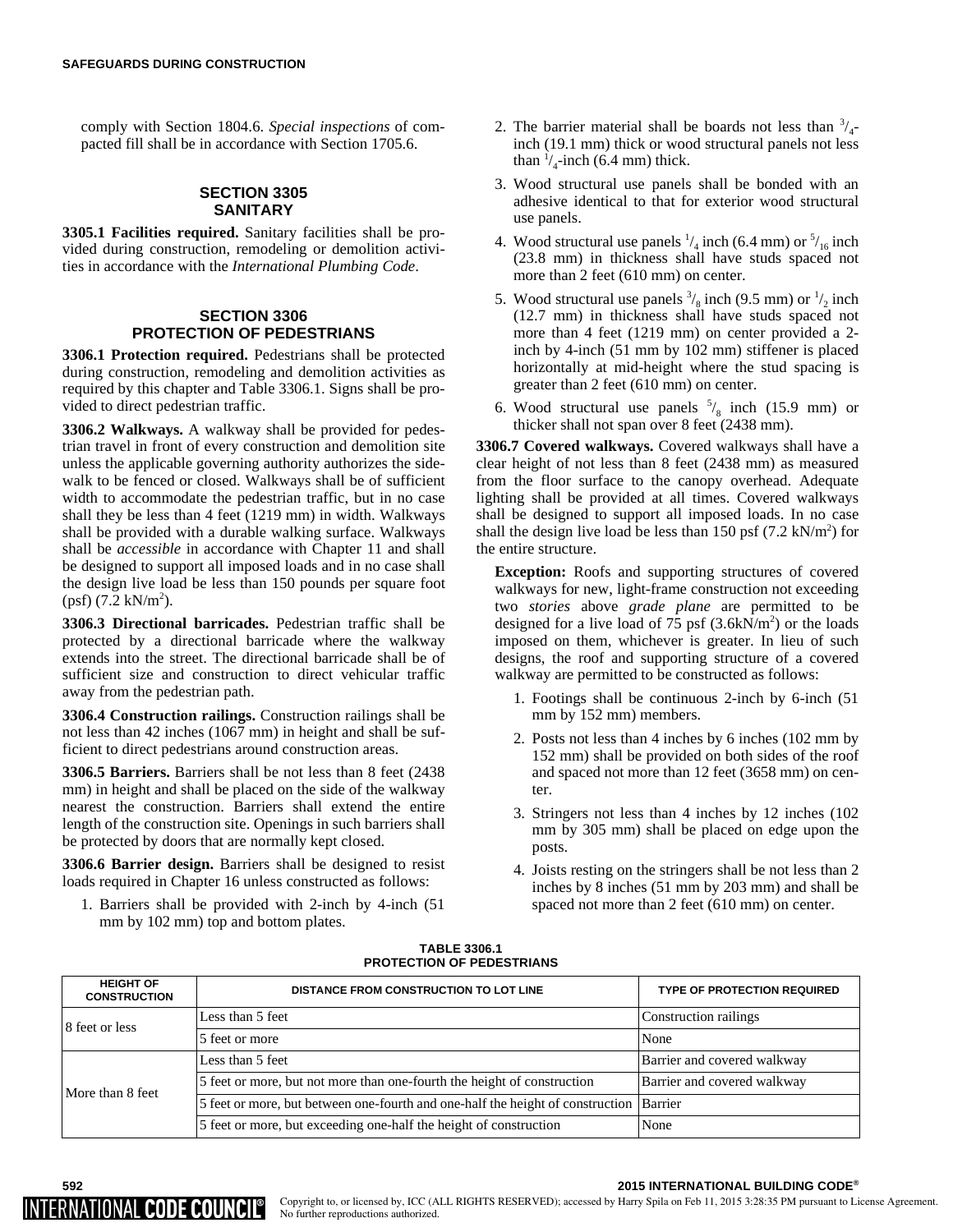comply with Section 1804.6. *Special inspections* of compacted fill shall be in accordance with Section 1705.6.

## SECTION 3305 SANITARY

**3305.1 Facilities required.** Sanitary facilities shall be provided during construction, remodeling or demolition activities in accordance with the *International Plumbing Code*.

## SECTION 3306 PROTECTION OF PEDESTRIANS

**3306.1 Protection required.** Pedestrians shall be protected during construction, remodeling and demolition activities as required by this chapter and Table 3306.1. Signs shall be provided to direct pedestrian traffic.

**3306.2 Walkways.** A walkway shall be provided for pedestrian travel in front of every construction and demolition site unless the applicable governing authority authorizes the sidewalk to be fenced or closed. Walkways shall be of sufficient width to accommodate the pedestrian traffic, but in no case shall they be less than 4 feet (1219 mm) in width. Walkways shall be provided with a durable walking surface. Walkways shall be *accessible* in accordance with Chapter 11 and shall be designed to support all imposed loads and in no case shall the design live load be less than 150 pounds per square foot (psf) (7.2 kN/m$^2$).

**3306.3 Directional barricades.** Pedestrian traffic shall be protected by a directional barricade where the walkway extends into the street. The directional barricade shall be of sufficient size and construction to direct vehicular traffic away from the pedestrian path.

**3306.4 Construction railings.** Construction railings shall be not less than 42 inches (1067 mm) in height and shall be sufficient to direct pedestrians around construction areas.

**3306.5 Barriers.** Barriers shall be not less than 8 feet (2438 mm) in height and shall be placed on the side of the walkway nearest the construction. Barriers shall extend the entire length of the construction site. Openings in such barriers shall be protected by doors that are normally kept closed.

**3306.6 Barrier design.** Barriers shall be designed to resist loads required in Chapter 16 unless constructed as follows:

1. Barriers shall be provided with 2-inch by 4-inch (51 mm by 102 mm) top and bottom plates.
2. The barrier material shall be boards not less than $^3/_4$-inch (19.1 mm) thick or wood structural panels not less than $^1/_4$-inch (6.4 mm) thick.
3. Wood structural use panels shall be bonded with an adhesive identical to that for exterior wood structural use panels.
4. Wood structural use panels $^1/_4$ inch (6.4 mm) or $^5/_{16}$ inch (23.8 mm) in thickness shall have studs spaced not more than 2 feet (610 mm) on center.
5. Wood structural use panels $^3/_8$ inch (9.5 mm) or $^1/_2$ inch (12.7 mm) in thickness shall have studs spaced not more than 4 feet (1219 mm) on center provided a 2-inch by 4-inch (51 mm by 102 mm) stiffener is placed horizontally at mid-height where the stud spacing is greater than 2 feet (610 mm) on center.
6. Wood structural use panels $^5/_8$ inch (15.9 mm) or thicker shall not span over 8 feet (2438 mm).

**3306.7 Covered walkways.** Covered walkways shall have a clear height of not less than 8 feet (2438 mm) as measured from the floor surface to the canopy overhead. Adequate lighting shall be provided at all times. Covered walkways shall be designed to support all imposed loads. In no case shall the design live load be less than 150 psf (7.2 kN/m$^2$) for the entire structure.

**Exception:** Roofs and supporting structures of covered walkways for new, light-frame construction not exceeding two *stories* above *grade plane* are permitted to be designed for a live load of 75 psf (3.6kN/m$^2$) or the loads imposed on them, whichever is greater. In lieu of such designs, the roof and supporting structure of a covered walkway are permitted to be constructed as follows:

1. Footings shall be continuous 2-inch by 6-inch (51 mm by 152 mm) members.
2. Posts not less than 4 inches by 6 inches (102 mm by 152 mm) shall be provided on both sides of the roof and spaced not more than 12 feet (3658 mm) on center.
3. Stringers not less than 4 inches by 12 inches (102 mm by 305 mm) shall be placed on edge upon the posts.
4. Joists resting on the stringers shall be not less than 2 inches by 8 inches (51 mm by 203 mm) and shall be spaced not more than 2 feet (610 mm) on center.

**TABLE 3306.1 PROTECTION OF PEDESTRIANS**

| HEIGHT OF CONSTRUCTION | DISTANCE FROM CONSTRUCTION TO LOT LINE | TYPE OF PROTECTION REQUIRED |
|---|---|---|
| 8 feet or less | Less than 5 feet | Construction railings |
| | 5 feet or more | None |
| More than 8 feet | Less than 5 feet | Barrier and covered walkway |
| | 5 feet or more, but not more than one-fourth the height of construction | Barrier and covered walkway |
| | 5 feet or more, but between one-fourth and one-half the height of construction | Barrier |
| | 5 feet or more, but exceeding one-half the height of construction | None |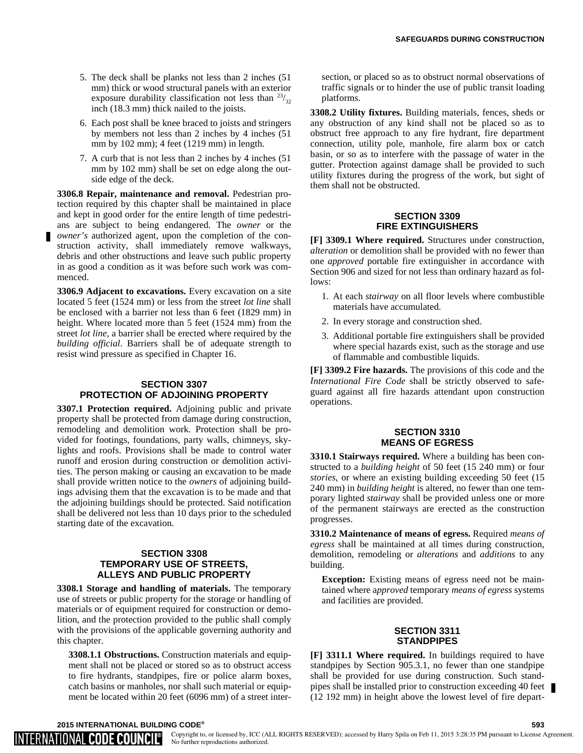5. The deck shall be planks not less than 2 inches (51 mm) thick or wood structural panels with an exterior exposure durability classification not less than $^{23}/_{32}$ inch (18.3 mm) thick nailed to the joists.

6. Each post shall be knee braced to joists and stringers by members not less than 2 inches by 4 inches (51 mm by 102 mm); 4 feet (1219 mm) in length.

7. A curb that is not less than 2 inches by 4 inches (51 mm by 102 mm) shall be set on edge along the outside edge of the deck.

**3306.8 Repair, maintenance and removal.** Pedestrian protection required by this chapter shall be maintained in place and kept in good order for the entire length of time pedestrians are subject to being endangered. The *owner* or the *owner's* authorized agent, upon the completion of the construction activity, shall immediately remove walkways, debris and other obstructions and leave such public property in as good a condition as it was before such work was commenced.

**3306.9 Adjacent to excavations.** Every excavation on a site located 5 feet (1524 mm) or less from the street *lot line* shall be enclosed with a barrier not less than 6 feet (1829 mm) in height. Where located more than 5 feet (1524 mm) from the street *lot line*, a barrier shall be erected where required by the *building official*. Barriers shall be of adequate strength to resist wind pressure as specified in Chapter 16.

## SECTION 3307
## PROTECTION OF ADJOINING PROPERTY

**3307.1 Protection required.** Adjoining public and private property shall be protected from damage during construction, remodeling and demolition work. Protection shall be provided for footings, foundations, party walls, chimneys, skylights and roofs. Provisions shall be made to control water runoff and erosion during construction or demolition activities. The person making or causing an excavation to be made shall provide written notice to the *owners* of adjoining buildings advising them that the excavation is to be made and that the adjoining buildings should be protected. Said notification shall be delivered not less than 10 days prior to the scheduled starting date of the excavation.

## SECTION 3308
## TEMPORARY USE OF STREETS, ALLEYS AND PUBLIC PROPERTY

**3308.1 Storage and handling of materials.** The temporary use of streets or public property for the storage or handling of materials or of equipment required for construction or demolition, and the protection provided to the public shall comply with the provisions of the applicable governing authority and this chapter.

**3308.1.1 Obstructions.** Construction materials and equipment shall not be placed or stored so as to obstruct access to fire hydrants, standpipes, fire or police alarm boxes, catch basins or manholes, nor shall such material or equipment be located within 20 feet (6096 mm) of a street intersection, or placed so as to obstruct normal observations of traffic signals or to hinder the use of public transit loading platforms.

**3308.2 Utility fixtures.** Building materials, fences, sheds or any obstruction of any kind shall not be placed so as to obstruct free approach to any fire hydrant, fire department connection, utility pole, manhole, fire alarm box or catch basin, or so as to interfere with the passage of water in the gutter. Protection against damage shall be provided to such utility fixtures during the progress of the work, but sight of them shall not be obstructed.

## SECTION 3309
## FIRE EXTINGUISHERS

**[F] 3309.1 Where required.** Structures under construction, *alteration* or demolition shall be provided with no fewer than one *approved* portable fire extinguisher in accordance with Section 906 and sized for not less than ordinary hazard as follows:

1. At each *stairway* on all floor levels where combustible materials have accumulated.
2. In every storage and construction shed.
3. Additional portable fire extinguishers shall be provided where special hazards exist, such as the storage and use of flammable and combustible liquids.

**[F] 3309.2 Fire hazards.** The provisions of this code and the *International Fire Code* shall be strictly observed to safeguard against all fire hazards attendant upon construction operations.

## SECTION 3310
## MEANS OF EGRESS

**3310.1 Stairways required.** Where a building has been constructed to a *building height* of 50 feet (15 240 mm) or four *stories*, or where an existing building exceeding 50 feet (15 240 mm) in *building height* is altered, no fewer than one temporary lighted *stairway* shall be provided unless one or more of the permanent stairways are erected as the construction progresses.

**3310.2 Maintenance of means of egress.** Required *means of egress* shall be maintained at all times during construction, demolition, remodeling or *alterations* and *additions* to any building.

**Exception:** Existing means of egress need not be maintained where a*pproved* temporary *means of egress* systems and facilities are provided.

## SECTION 3311
## STANDPIPES

**[F] 3311.1 Where required.** In buildings required to have standpipes by Section 905.3.1, no fewer than one standpipe shall be provided for use during construction. Such standpipes shall be installed prior to construction exceeding 40 feet (12 192 mm) in height above the lowest level of fire depart-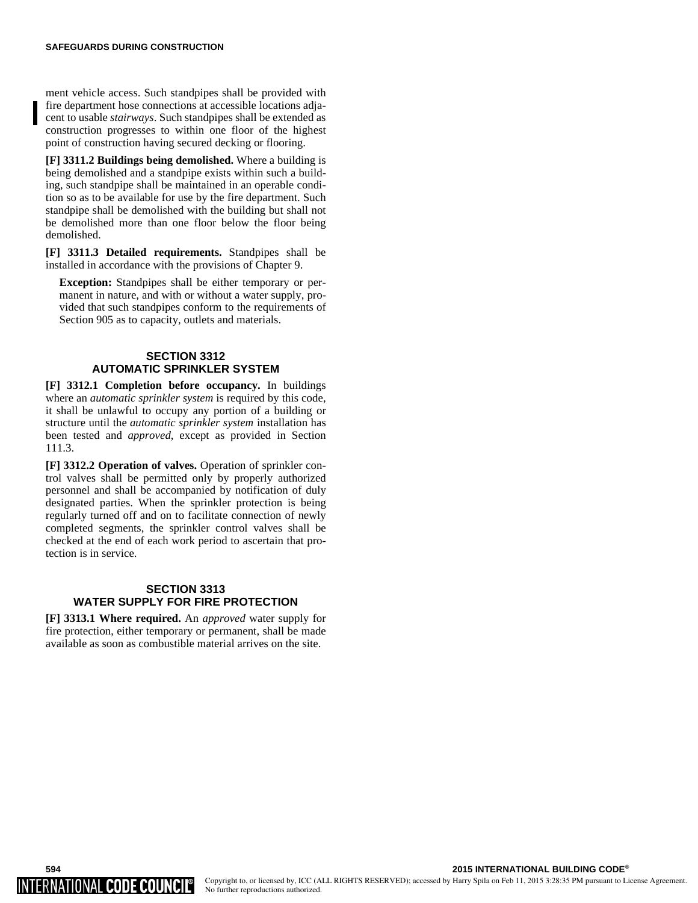ment vehicle access. Such standpipes shall be provided with fire department hose connections at accessible locations adjacent to usable *stairways*. Such standpipes shall be extended as construction progresses to within one floor of the highest point of construction having secured decking or flooring.

**[F] 3311.2 Buildings being demolished.** Where a building is being demolished and a standpipe exists within such a building, such standpipe shall be maintained in an operable condition so as to be available for use by the fire department. Such standpipe shall be demolished with the building but shall not be demolished more than one floor below the floor being demolished.

**[F] 3311.3 Detailed requirements.** Standpipes shall be installed in accordance with the provisions of Chapter 9.

> **Exception:** Standpipes shall be either temporary or permanent in nature, and with or without a water supply, provided that such standpipes conform to the requirements of Section 905 as to capacity, outlets and materials.

## SECTION 3312
## AUTOMATIC SPRINKLER SYSTEM

**[F] 3312.1 Completion before occupancy.** In buildings where an *automatic sprinkler system* is required by this code, it shall be unlawful to occupy any portion of a building or structure until the *automatic sprinkler system* installation has been tested and *approved*, except as provided in Section 111.3.

**[F] 3312.2 Operation of valves.** Operation of sprinkler control valves shall be permitted only by properly authorized personnel and shall be accompanied by notification of duly designated parties. When the sprinkler protection is being regularly turned off and on to facilitate connection of newly completed segments, the sprinkler control valves shall be checked at the end of each work period to ascertain that protection is in service.

## SECTION 3313
## WATER SUPPLY FOR FIRE PROTECTION

**[F] 3313.1 Where required.** An *approved* water supply for fire protection, either temporary or permanent, shall be made available as soon as combustible material arrives on the site.